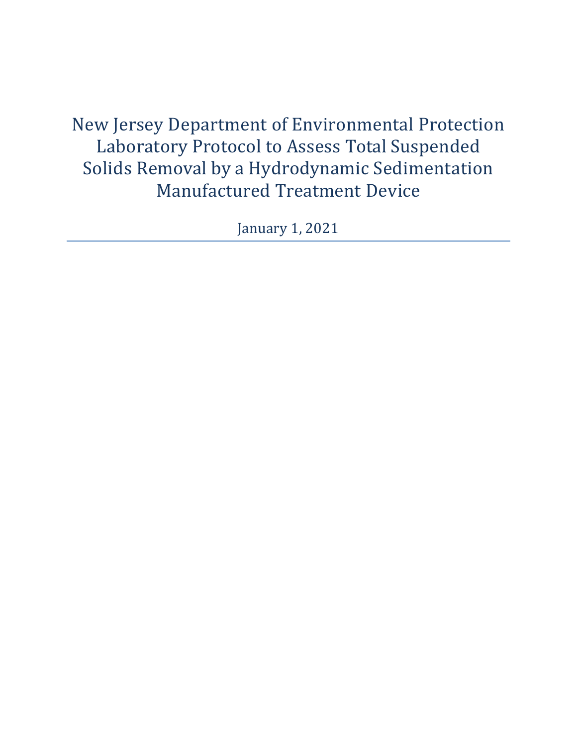# New Jersey Department of Environmental Protection Laboratory Protocol to Assess Total Suspended Solids Removal by a Hydrodynamic Sedimentation Manufactured Treatment Device

January 1, 2021

---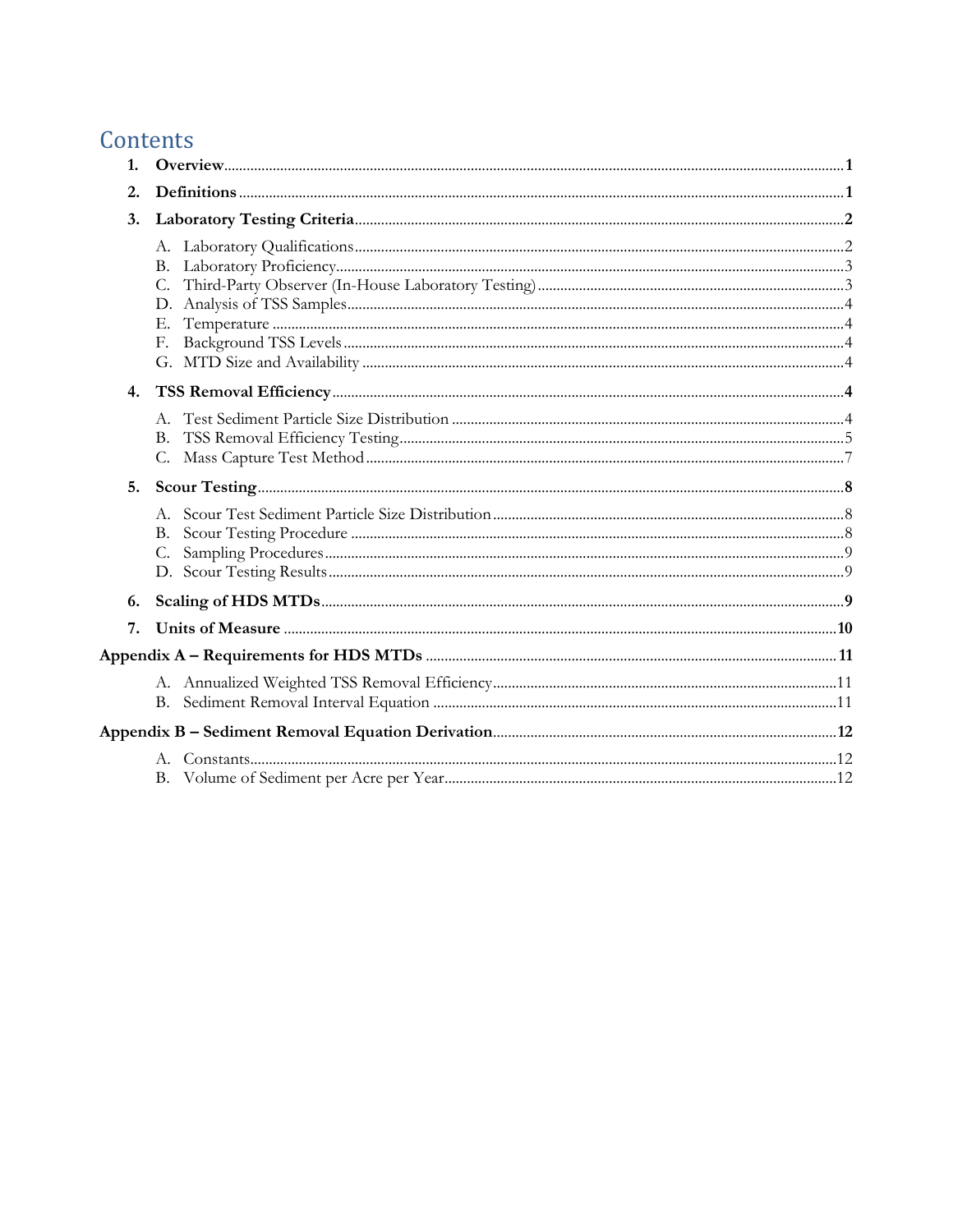# Contents

1. **Overview** .......... 1
2. **Definitions** .......... 1
3. **Laboratory Testing Criteria** .......... 2
   - A. Laboratory Qualifications .......... 2
   - B. Laboratory Proficiency .......... 3
   - C. Third-Party Observer (In-House Laboratory Testing) .......... 3
   - D. Analysis of TSS Samples .......... 4
   - E. Temperature .......... 4
   - F. Background TSS Levels .......... 4
   - G. MTD Size and Availability .......... 4
4. **TSS Removal Efficiency** .......... 4
   - A. Test Sediment Particle Size Distribution .......... 4
   - B. TSS Removal Efficiency Testing .......... 5
   - C. Mass Capture Test Method .......... 7
5. **Scour Testing** .......... 8
   - A. Scour Test Sediment Particle Size Distribution .......... 8
   - B. Scour Testing Procedure .......... 8
   - C. Sampling Procedures .......... 9
   - D. Scour Testing Results .......... 9
6. **Scaling of HDS MTDs** .......... 9
7. **Units of Measure** .......... 10

**Appendix A – Requirements for HDS MTDs** .......... 11

- A. Annualized Weighted TSS Removal Efficiency .......... 11
- B. Sediment Removal Interval Equation .......... 11

**Appendix B – Sediment Removal Equation Derivation** .......... 12

- A. Constants .......... 12
- B. Volume of Sediment per Acre per Year .......... 12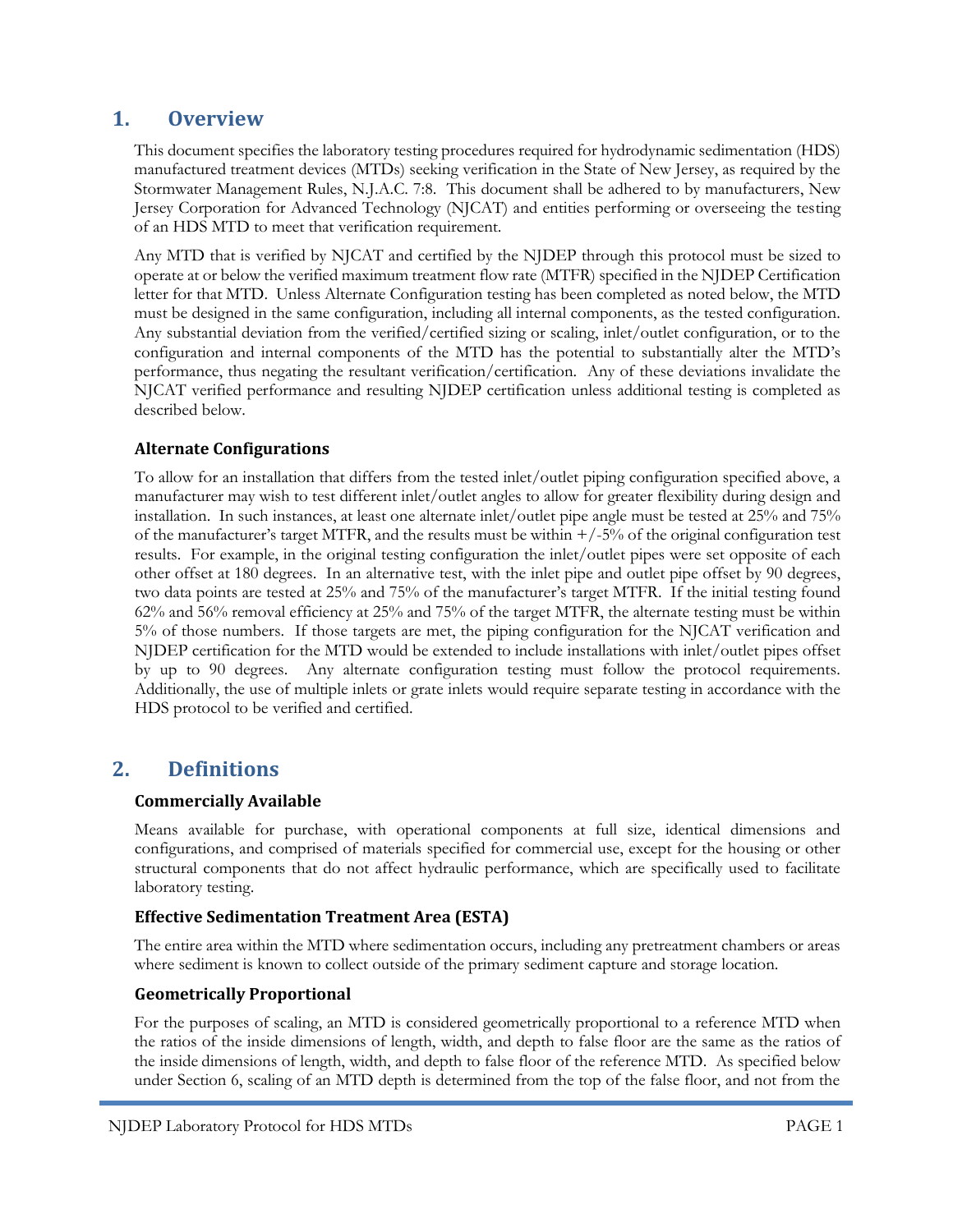# 1. Overview

This document specifies the laboratory testing procedures required for hydrodynamic sedimentation (HDS) manufactured treatment devices (MTDs) seeking verification in the State of New Jersey, as required by the Stormwater Management Rules, N.J.A.C. 7:8. This document shall be adhered to by manufacturers, New Jersey Corporation for Advanced Technology (NJCAT) and entities performing or overseeing the testing of an HDS MTD to meet that verification requirement.

Any MTD that is verified by NJCAT and certified by the NJDEP through this protocol must be sized to operate at or below the verified maximum treatment flow rate (MTFR) specified in the NJDEP Certification letter for that MTD. Unless Alternate Configuration testing has been completed as noted below, the MTD must be designed in the same configuration, including all internal components, as the tested configuration. Any substantial deviation from the verified/certified sizing or scaling, inlet/outlet configuration, or to the configuration and internal components of the MTD has the potential to substantially alter the MTD's performance, thus negating the resultant verification/certification. Any of these deviations invalidate the NJCAT verified performance and resulting NJDEP certification unless additional testing is completed as described below.

### Alternate Configurations

To allow for an installation that differs from the tested inlet/outlet piping configuration specified above, a manufacturer may wish to test different inlet/outlet angles to allow for greater flexibility during design and installation. In such instances, at least one alternate inlet/outlet pipe angle must be tested at 25% and 75% of the manufacturer's target MTFR, and the results must be within +/-5% of the original configuration test results. For example, in the original testing configuration the inlet/outlet pipes were set opposite of each other offset at 180 degrees. In an alternative test, with the inlet pipe and outlet pipe offset by 90 degrees, two data points are tested at 25% and 75% of the manufacturer's target MTFR. If the initial testing found 62% and 56% removal efficiency at 25% and 75% of the target MTFR, the alternate testing must be within 5% of those numbers. If those targets are met, the piping configuration for the NJCAT verification and NJDEP certification for the MTD would be extended to include installations with inlet/outlet pipes offset by up to 90 degrees. Any alternate configuration testing must follow the protocol requirements. Additionally, the use of multiple inlets or grate inlets would require separate testing in accordance with the HDS protocol to be verified and certified.

# 2. Definitions

### Commercially Available

Means available for purchase, with operational components at full size, identical dimensions and configurations, and comprised of materials specified for commercial use, except for the housing or other structural components that do not affect hydraulic performance, which are specifically used to facilitate laboratory testing.

### Effective Sedimentation Treatment Area (ESTA)

The entire area within the MTD where sedimentation occurs, including any pretreatment chambers or areas where sediment is known to collect outside of the primary sediment capture and storage location.

### Geometrically Proportional

For the purposes of scaling, an MTD is considered geometrically proportional to a reference MTD when the ratios of the inside dimensions of length, width, and depth to false floor are the same as the ratios of the inside dimensions of length, width, and depth to false floor of the reference MTD. As specified below under Section 6, scaling of an MTD depth is determined from the top of the false floor, and not from the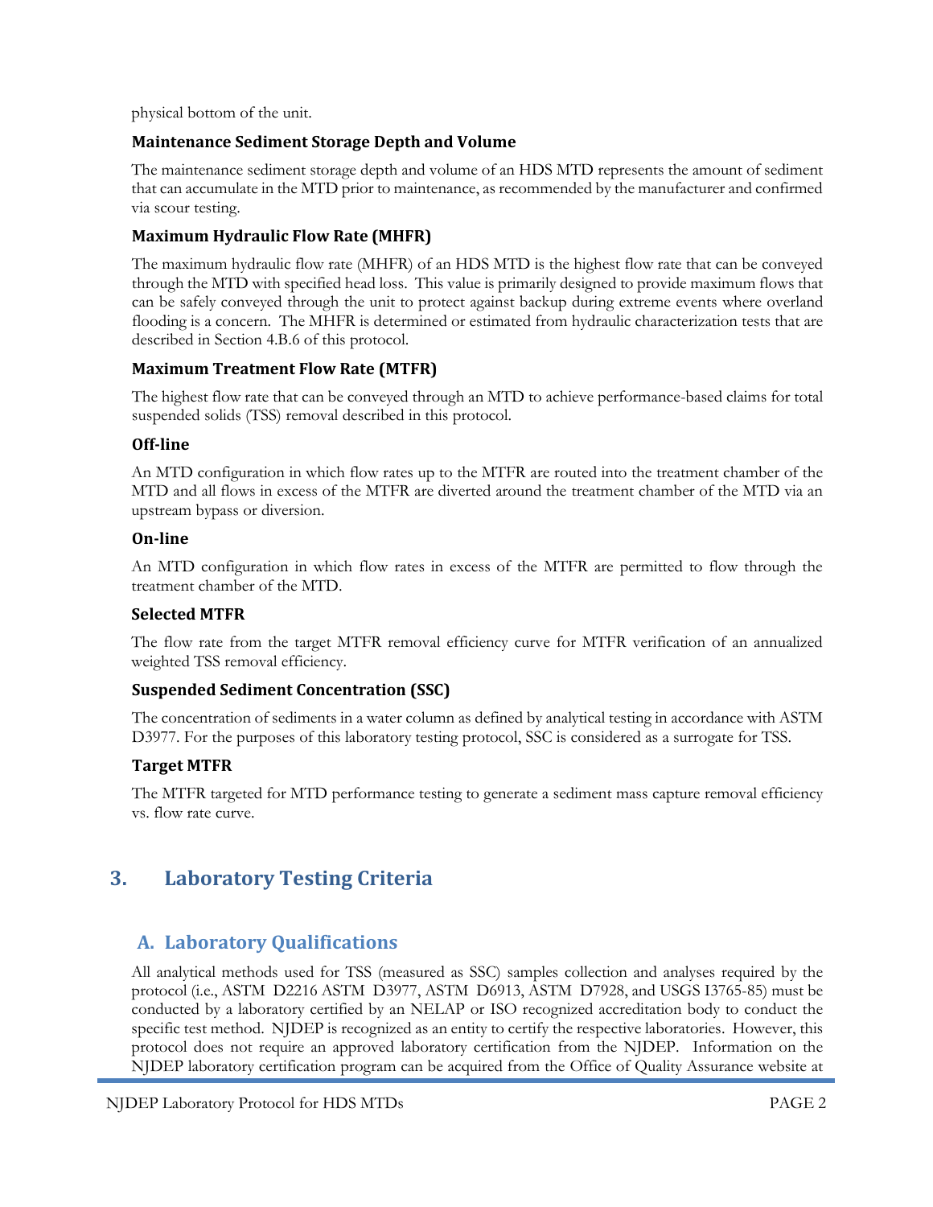physical bottom of the unit.

### Maintenance Sediment Storage Depth and Volume

The maintenance sediment storage depth and volume of an HDS MTD represents the amount of sediment that can accumulate in the MTD prior to maintenance, as recommended by the manufacturer and confirmed via scour testing.

### Maximum Hydraulic Flow Rate (MHFR)

The maximum hydraulic flow rate (MHFR) of an HDS MTD is the highest flow rate that can be conveyed through the MTD with specified head loss. This value is primarily designed to provide maximum flows that can be safely conveyed through the unit to protect against backup during extreme events where overland flooding is a concern. The MHFR is determined or estimated from hydraulic characterization tests that are described in Section 4.B.6 of this protocol.

### Maximum Treatment Flow Rate (MTFR)

The highest flow rate that can be conveyed through an MTD to achieve performance-based claims for total suspended solids (TSS) removal described in this protocol.

### Off-line

An MTD configuration in which flow rates up to the MTFR are routed into the treatment chamber of the MTD and all flows in excess of the MTFR are diverted around the treatment chamber of the MTD via an upstream bypass or diversion.

### On-line

An MTD configuration in which flow rates in excess of the MTFR are permitted to flow through the treatment chamber of the MTD.

### Selected MTFR

The flow rate from the target MTFR removal efficiency curve for MTFR verification of an annualized weighted TSS removal efficiency.

### Suspended Sediment Concentration (SSC)

The concentration of sediments in a water column as defined by analytical testing in accordance with ASTM D3977. For the purposes of this laboratory testing protocol, SSC is considered as a surrogate for TSS.

### Target MTFR

The MTFR targeted for MTD performance testing to generate a sediment mass capture removal efficiency vs. flow rate curve.

# 3. Laboratory Testing Criteria

## A. Laboratory Qualifications

All analytical methods used for TSS (measured as SSC) samples collection and analyses required by the protocol (i.e., ASTM D2216 ASTM D3977, ASTM D6913, ASTM D7928, and USGS I3765-85) must be conducted by a laboratory certified by an NELAP or ISO recognized accreditation body to conduct the specific test method. NJDEP is recognized as an entity to certify the respective laboratories. However, this protocol does not require an approved laboratory certification from the NJDEP. Information on the NJDEP laboratory certification program can be acquired from the Office of Quality Assurance website at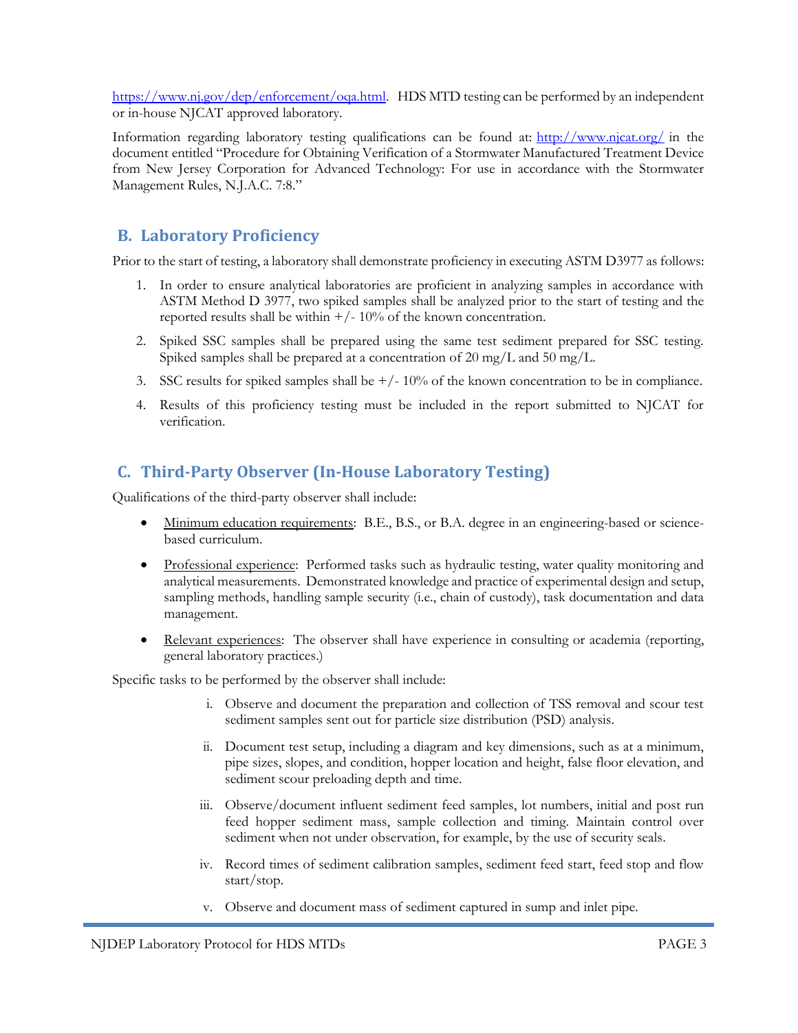https://www.nj.gov/dep/enforcement/oqa.html. HDS MTD testing can be performed by an independent or in-house NJCAT approved laboratory.

Information regarding laboratory testing qualifications can be found at: http://www.njcat.org/ in the document entitled "Procedure for Obtaining Verification of a Stormwater Manufactured Treatment Device from New Jersey Corporation for Advanced Technology: For use in accordance with the Stormwater Management Rules, N.J.A.C. 7:8."

## B. Laboratory Proficiency

Prior to the start of testing, a laboratory shall demonstrate proficiency in executing ASTM D3977 as follows:

1. In order to ensure analytical laboratories are proficient in analyzing samples in accordance with ASTM Method D 3977, two spiked samples shall be analyzed prior to the start of testing and the reported results shall be within +/- 10% of the known concentration.
2. Spiked SSC samples shall be prepared using the same test sediment prepared for SSC testing. Spiked samples shall be prepared at a concentration of 20 mg/L and 50 mg/L.
3. SSC results for spiked samples shall be +/- 10% of the known concentration to be in compliance.
4. Results of this proficiency testing must be included in the report submitted to NJCAT for verification.

## C. Third-Party Observer (In-House Laboratory Testing)

Qualifications of the third-party observer shall include:

- Minimum education requirements: B.E., B.S., or B.A. degree in an engineering-based or science-based curriculum.
- Professional experience: Performed tasks such as hydraulic testing, water quality monitoring and analytical measurements. Demonstrated knowledge and practice of experimental design and setup, sampling methods, handling sample security (i.e., chain of custody), task documentation and data management.
- Relevant experiences: The observer shall have experience in consulting or academia (reporting, general laboratory practices.)

Specific tasks to be performed by the observer shall include:

i. Observe and document the preparation and collection of TSS removal and scour test sediment samples sent out for particle size distribution (PSD) analysis.

ii. Document test setup, including a diagram and key dimensions, such as at a minimum, pipe sizes, slopes, and condition, hopper location and height, false floor elevation, and sediment scour preloading depth and time.

iii. Observe/document influent sediment feed samples, lot numbers, initial and post run feed hopper sediment mass, sample collection and timing. Maintain control over sediment when not under observation, for example, by the use of security seals.

iv. Record times of sediment calibration samples, sediment feed start, feed stop and flow start/stop.

v. Observe and document mass of sediment captured in sump and inlet pipe.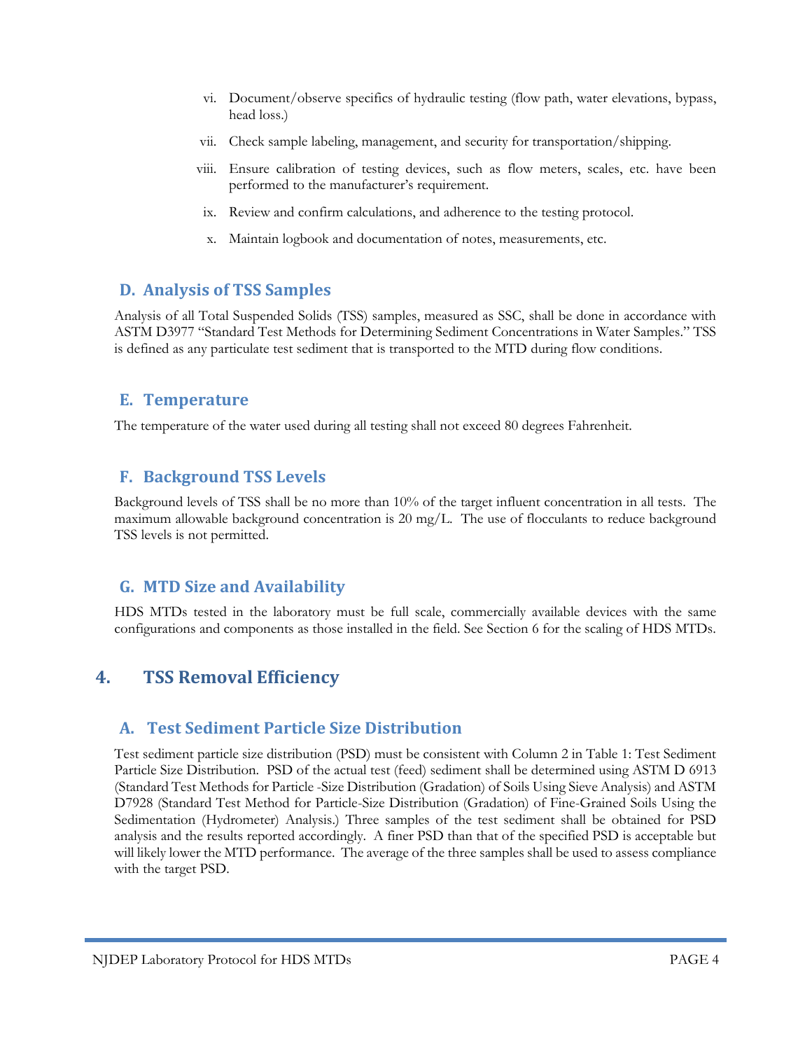vi. Document/observe specifics of hydraulic testing (flow path, water elevations, bypass, head loss.)

vii. Check sample labeling, management, and security for transportation/shipping.

viii. Ensure calibration of testing devices, such as flow meters, scales, etc. have been performed to the manufacturer's requirement.

ix. Review and confirm calculations, and adherence to the testing protocol.

x. Maintain logbook and documentation of notes, measurements, etc.

### D. Analysis of TSS Samples

Analysis of all Total Suspended Solids (TSS) samples, measured as SSC, shall be done in accordance with ASTM D3977 "Standard Test Methods for Determining Sediment Concentrations in Water Samples." TSS is defined as any particulate test sediment that is transported to the MTD during flow conditions.

### E. Temperature

The temperature of the water used during all testing shall not exceed 80 degrees Fahrenheit.

### F. Background TSS Levels

Background levels of TSS shall be no more than 10% of the target influent concentration in all tests. The maximum allowable background concentration is 20 mg/L. The use of flocculants to reduce background TSS levels is not permitted.

### G. MTD Size and Availability

HDS MTDs tested in the laboratory must be full scale, commercially available devices with the same configurations and components as those installed in the field. See Section 6 for the scaling of HDS MTDs.

## 4. TSS Removal Efficiency

### A. Test Sediment Particle Size Distribution

Test sediment particle size distribution (PSD) must be consistent with Column 2 in Table 1: Test Sediment Particle Size Distribution. PSD of the actual test (feed) sediment shall be determined using ASTM D 6913 (Standard Test Methods for Particle -Size Distribution (Gradation) of Soils Using Sieve Analysis) and ASTM D7928 (Standard Test Method for Particle-Size Distribution (Gradation) of Fine-Grained Soils Using the Sedimentation (Hydrometer) Analysis.) Three samples of the test sediment shall be obtained for PSD analysis and the results reported accordingly. A finer PSD than that of the specified PSD is acceptable but will likely lower the MTD performance. The average of the three samples shall be used to assess compliance with the target PSD.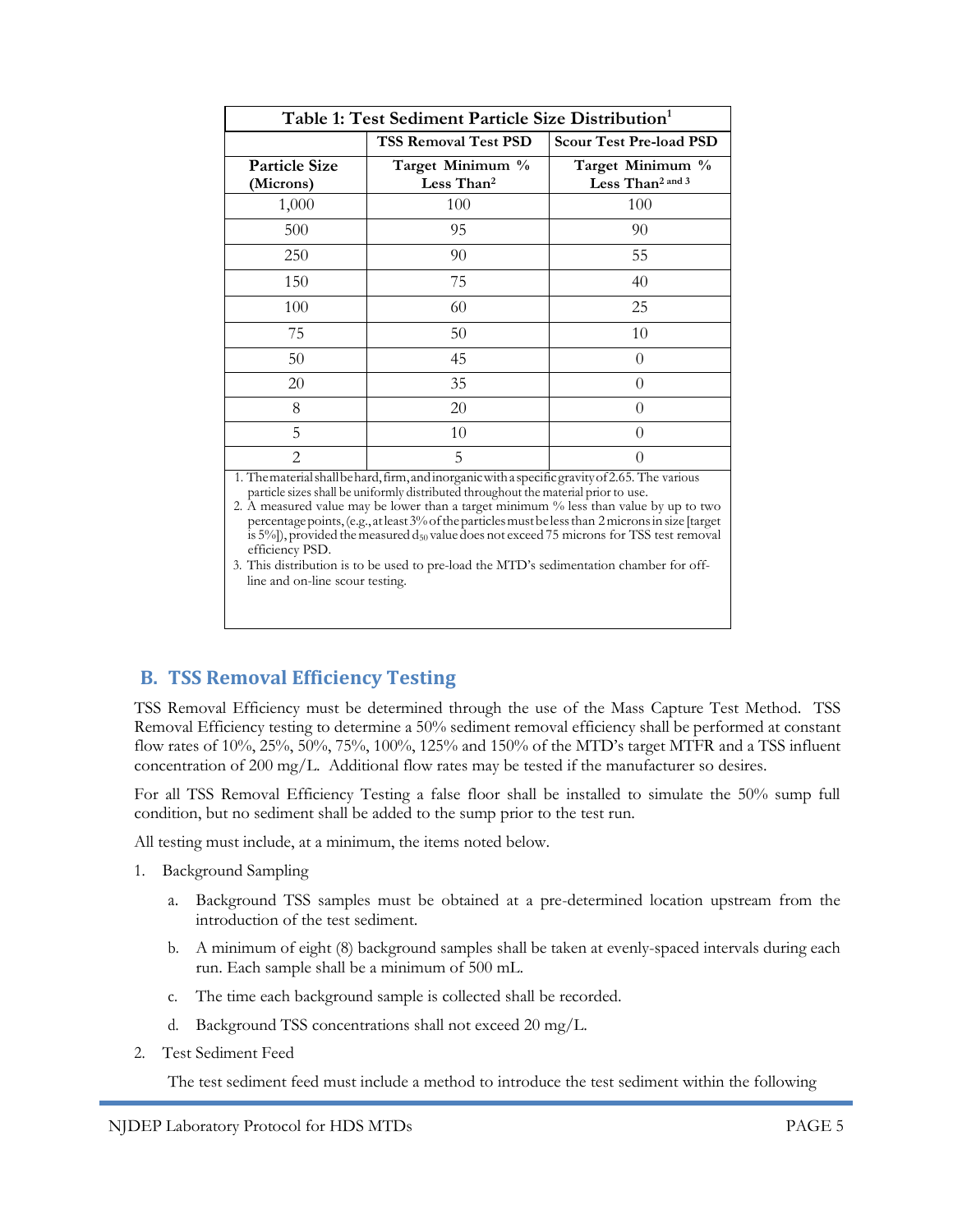| Table 1: Test Sediment Particle Size Distribution[1] | | |
|---|---|---|
| | TSS Removal Test PSD | Scour Test Pre-load PSD |
| Particle Size (Microns) | Target Minimum % Less Than[2] | Target Minimum % Less Than[2 and 3] |
| 1,000 | 100 | 100 |
| 500 | 95 | 90 |
| 250 | 90 | 55 |
| 150 | 75 | 40 |
| 100 | 60 | 25 |
| 75 | 50 | 10 |
| 50 | 45 | 0 |
| 20 | 35 | 0 |
| 8 | 20 | 0 |
| 5 | 10 | 0 |
| 2 | 5 | 0 |

1. The material shall be hard, firm, and inorganic with a specific gravity of 2.65. The various particle sizes shall be uniformly distributed throughout the material prior to use.
2. A measured value may be lower than a target minimum % less than value by up to two percentage points, (e.g., at least 3% of the particles must be less than 2 microns in size [target is 5%]), provided the measured $d_{50}$ value does not exceed 75 microns for TSS test removal efficiency PSD.
3. This distribution is to be used to pre-load the MTD's sedimentation chamber for off-line and on-line scour testing.

## B. TSS Removal Efficiency Testing

TSS Removal Efficiency must be determined through the use of the Mass Capture Test Method. TSS Removal Efficiency testing to determine a 50% sediment removal efficiency shall be performed at constant flow rates of 10%, 25%, 50%, 75%, 100%, 125% and 150% of the MTD's target MTFR and a TSS influent concentration of 200 mg/L. Additional flow rates may be tested if the manufacturer so desires.

For all TSS Removal Efficiency Testing a false floor shall be installed to simulate the 50% sump full condition, but no sediment shall be added to the sump prior to the test run.

All testing must include, at a minimum, the items noted below.

1. Background Sampling
   a. Background TSS samples must be obtained at a pre-determined location upstream from the introduction of the test sediment.
   b. A minimum of eight (8) background samples shall be taken at evenly-spaced intervals during each run. Each sample shall be a minimum of 500 mL.
   c. The time each background sample is collected shall be recorded.
   d. Background TSS concentrations shall not exceed 20 mg/L.
2. Test Sediment Feed

   The test sediment feed must include a method to introduce the test sediment within the following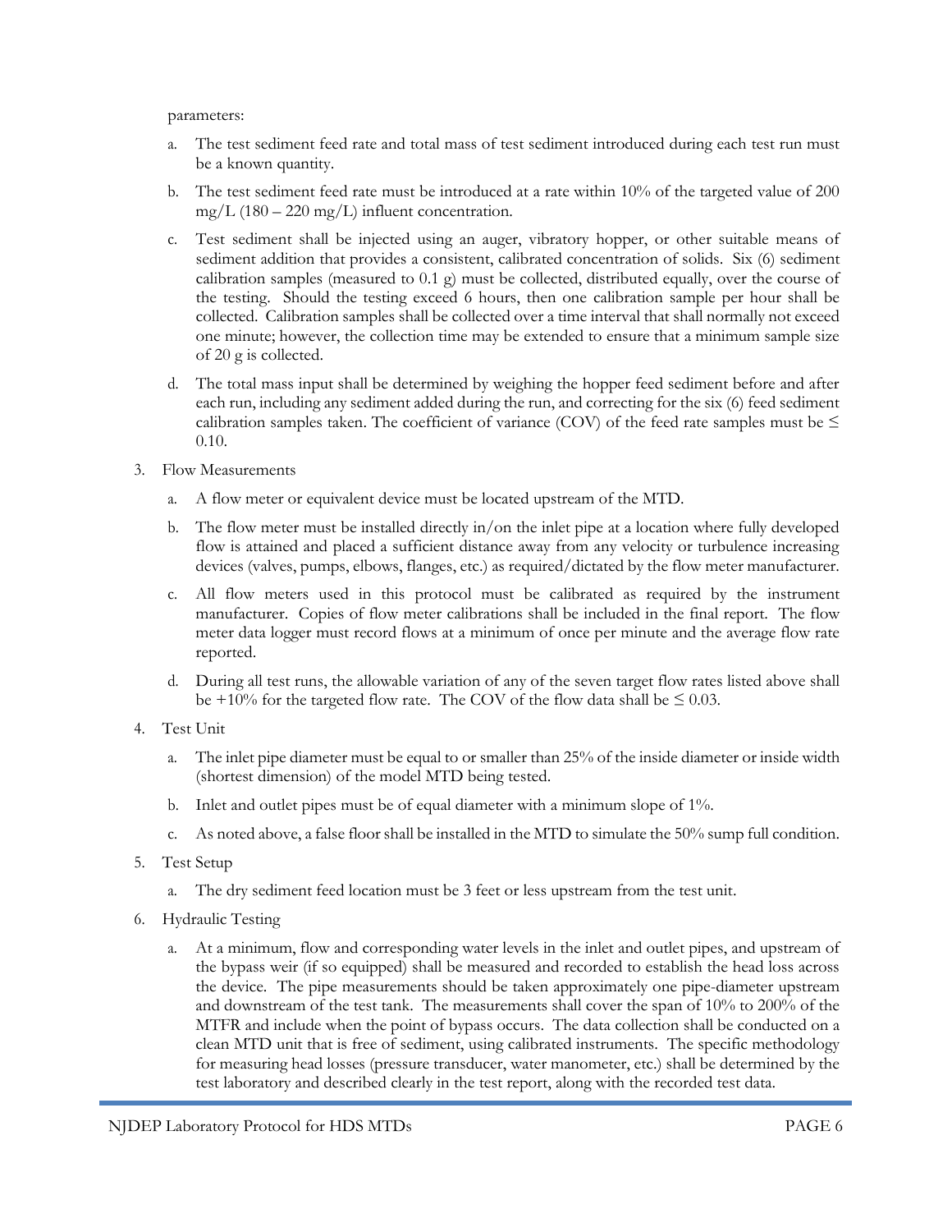parameters:

a. The test sediment feed rate and total mass of test sediment introduced during each test run must be a known quantity.

b. The test sediment feed rate must be introduced at a rate within 10% of the targeted value of 200 mg/L (180 – 220 mg/L) influent concentration.

c. Test sediment shall be injected using an auger, vibratory hopper, or other suitable means of sediment addition that provides a consistent, calibrated concentration of solids. Six (6) sediment calibration samples (measured to 0.1 g) must be collected, distributed equally, over the course of the testing. Should the testing exceed 6 hours, then one calibration sample per hour shall be collected. Calibration samples shall be collected over a time interval that shall normally not exceed one minute; however, the collection time may be extended to ensure that a minimum sample size of 20 g is collected.

d. The total mass input shall be determined by weighing the hopper feed sediment before and after each run, including any sediment added during the run, and correcting for the six (6) feed sediment calibration samples taken. The coefficient of variance (COV) of the feed rate samples must be $\leq$ 0.10.

3. Flow Measurements

   a. A flow meter or equivalent device must be located upstream of the MTD.

   b. The flow meter must be installed directly in/on the inlet pipe at a location where fully developed flow is attained and placed a sufficient distance away from any velocity or turbulence increasing devices (valves, pumps, elbows, flanges, etc.) as required/dictated by the flow meter manufacturer.

   c. All flow meters used in this protocol must be calibrated as required by the instrument manufacturer. Copies of flow meter calibrations shall be included in the final report. The flow meter data logger must record flows at a minimum of once per minute and the average flow rate reported.

   d. During all test runs, the allowable variation of any of the seven target flow rates listed above shall be +10% for the targeted flow rate. The COV of the flow data shall be $\leq$ 0.03.

4. Test Unit

   a. The inlet pipe diameter must be equal to or smaller than 25% of the inside diameter or inside width (shortest dimension) of the model MTD being tested.

   b. Inlet and outlet pipes must be of equal diameter with a minimum slope of 1%.

   c. As noted above, a false floor shall be installed in the MTD to simulate the 50% sump full condition.

5. Test Setup

   a. The dry sediment feed location must be 3 feet or less upstream from the test unit.

6. Hydraulic Testing

   a. At a minimum, flow and corresponding water levels in the inlet and outlet pipes, and upstream of the bypass weir (if so equipped) shall be measured and recorded to establish the head loss across the device. The pipe measurements should be taken approximately one pipe-diameter upstream and downstream of the test tank. The measurements shall cover the span of 10% to 200% of the MTFR and include when the point of bypass occurs. The data collection shall be conducted on a clean MTD unit that is free of sediment, using calibrated instruments. The specific methodology for measuring head losses (pressure transducer, water manometer, etc.) shall be determined by the test laboratory and described clearly in the test report, along with the recorded test data.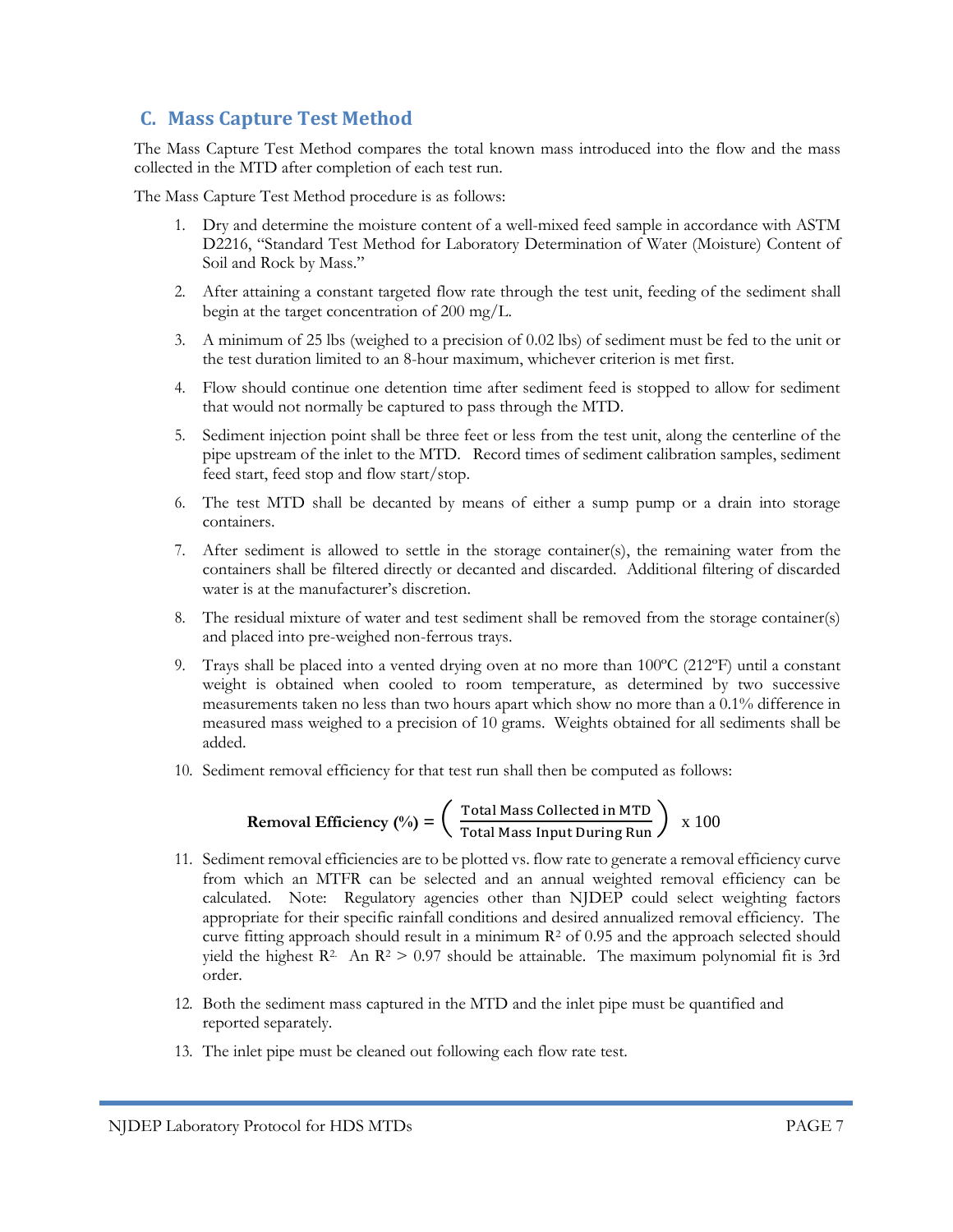## C. Mass Capture Test Method

The Mass Capture Test Method compares the total known mass introduced into the flow and the mass collected in the MTD after completion of each test run.

The Mass Capture Test Method procedure is as follows:

1. Dry and determine the moisture content of a well-mixed feed sample in accordance with ASTM D2216, "Standard Test Method for Laboratory Determination of Water (Moisture) Content of Soil and Rock by Mass."
2. After attaining a constant targeted flow rate through the test unit, feeding of the sediment shall begin at the target concentration of 200 mg/L.
3. A minimum of 25 lbs (weighed to a precision of 0.02 lbs) of sediment must be fed to the unit or the test duration limited to an 8-hour maximum, whichever criterion is met first.
4. Flow should continue one detention time after sediment feed is stopped to allow for sediment that would not normally be captured to pass through the MTD.
5. Sediment injection point shall be three feet or less from the test unit, along the centerline of the pipe upstream of the inlet to the MTD. Record times of sediment calibration samples, sediment feed start, feed stop and flow start/stop.
6. The test MTD shall be decanted by means of either a sump pump or a drain into storage containers.
7. After sediment is allowed to settle in the storage container(s), the remaining water from the containers shall be filtered directly or decanted and discarded. Additional filtering of discarded water is at the manufacturer's discretion.
8. The residual mixture of water and test sediment shall be removed from the storage container(s) and placed into pre-weighed non-ferrous trays.
9. Trays shall be placed into a vented drying oven at no more than 100ºC (212ºF) until a constant weight is obtained when cooled to room temperature, as determined by two successive measurements taken no less than two hours apart which show no more than a 0.1% difference in measured mass weighed to a precision of 10 grams. Weights obtained for all sediments shall be added.
10. Sediment removal efficiency for that test run shall then be computed as follows:

$$\textbf{Removal Efficiency (\%)} = \left( \frac{\text{Total Mass Collected in MTD}}{\text{Total Mass Input During Run}} \right) \times 100$$

11. Sediment removal efficiencies are to be plotted vs. flow rate to generate a removal efficiency curve from which an MTFR can be selected and an annual weighted removal efficiency can be calculated. Note: Regulatory agencies other than NJDEP could select weighting factors appropriate for their specific rainfall conditions and desired annualized removal efficiency. The curve fitting approach should result in a minimum $R^2$ of 0.95 and the approach selected should yield the highest $R^2$. An $R^2 > 0.97$ should be attainable. The maximum polynomial fit is 3rd order.
12. Both the sediment mass captured in the MTD and the inlet pipe must be quantified and reported separately.
13. The inlet pipe must be cleaned out following each flow rate test.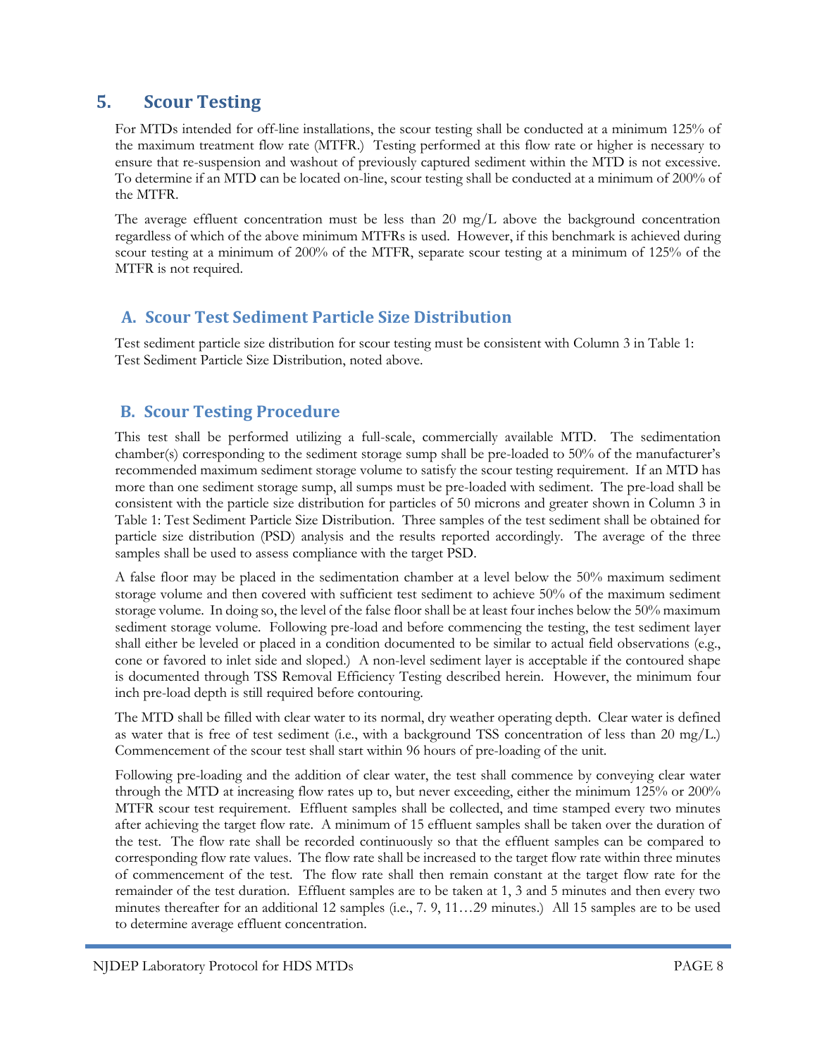## 5. Scour Testing

For MTDs intended for off-line installations, the scour testing shall be conducted at a minimum 125% of the maximum treatment flow rate (MTFR.) Testing performed at this flow rate or higher is necessary to ensure that re-suspension and washout of previously captured sediment within the MTD is not excessive. To determine if an MTD can be located on-line, scour testing shall be conducted at a minimum of 200% of the MTFR.

The average effluent concentration must be less than 20 mg/L above the background concentration regardless of which of the above minimum MTFRs is used. However, if this benchmark is achieved during scour testing at a minimum of 200% of the MTFR, separate scour testing at a minimum of 125% of the MTFR is not required.

### A. Scour Test Sediment Particle Size Distribution

Test sediment particle size distribution for scour testing must be consistent with Column 3 in Table 1: Test Sediment Particle Size Distribution, noted above.

### B. Scour Testing Procedure

This test shall be performed utilizing a full-scale, commercially available MTD. The sedimentation chamber(s) corresponding to the sediment storage sump shall be pre-loaded to 50% of the manufacturer's recommended maximum sediment storage volume to satisfy the scour testing requirement. If an MTD has more than one sediment storage sump, all sumps must be pre-loaded with sediment. The pre-load shall be consistent with the particle size distribution for particles of 50 microns and greater shown in Column 3 in Table 1: Test Sediment Particle Size Distribution. Three samples of the test sediment shall be obtained for particle size distribution (PSD) analysis and the results reported accordingly. The average of the three samples shall be used to assess compliance with the target PSD.

A false floor may be placed in the sedimentation chamber at a level below the 50% maximum sediment storage volume and then covered with sufficient test sediment to achieve 50% of the maximum sediment storage volume. In doing so, the level of the false floor shall be at least four inches below the 50% maximum sediment storage volume. Following pre-load and before commencing the testing, the test sediment layer shall either be leveled or placed in a condition documented to be similar to actual field observations (e.g., cone or favored to inlet side and sloped.) A non-level sediment layer is acceptable if the contoured shape is documented through TSS Removal Efficiency Testing described herein. However, the minimum four inch pre-load depth is still required before contouring.

The MTD shall be filled with clear water to its normal, dry weather operating depth. Clear water is defined as water that is free of test sediment (i.e., with a background TSS concentration of less than 20 mg/L.) Commencement of the scour test shall start within 96 hours of pre-loading of the unit.

Following pre-loading and the addition of clear water, the test shall commence by conveying clear water through the MTD at increasing flow rates up to, but never exceeding, either the minimum 125% or 200% MTFR scour test requirement. Effluent samples shall be collected, and time stamped every two minutes after achieving the target flow rate. A minimum of 15 effluent samples shall be taken over the duration of the test. The flow rate shall be recorded continuously so that the effluent samples can be compared to corresponding flow rate values. The flow rate shall be increased to the target flow rate within three minutes of commencement of the test. The flow rate shall then remain constant at the target flow rate for the remainder of the test duration. Effluent samples are to be taken at 1, 3 and 5 minutes and then every two minutes thereafter for an additional 12 samples (i.e., 7. 9, 11…29 minutes.) All 15 samples are to be used to determine average effluent concentration.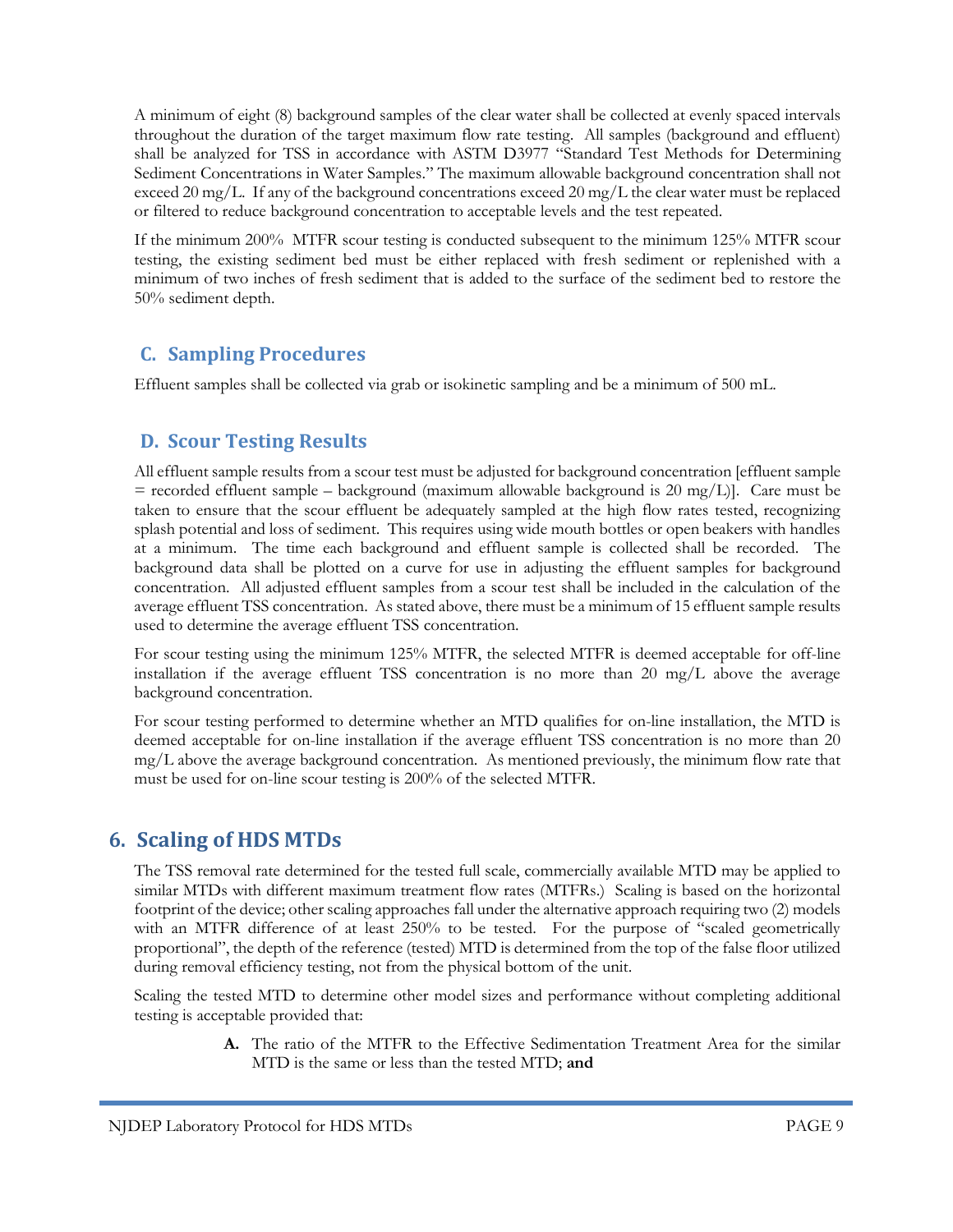A minimum of eight (8) background samples of the clear water shall be collected at evenly spaced intervals throughout the duration of the target maximum flow rate testing. All samples (background and effluent) shall be analyzed for TSS in accordance with ASTM D3977 "Standard Test Methods for Determining Sediment Concentrations in Water Samples." The maximum allowable background concentration shall not exceed 20 mg/L. If any of the background concentrations exceed 20 mg/L the clear water must be replaced or filtered to reduce background concentration to acceptable levels and the test repeated.

If the minimum 200% MTFR scour testing is conducted subsequent to the minimum 125% MTFR scour testing, the existing sediment bed must be either replaced with fresh sediment or replenished with a minimum of two inches of fresh sediment that is added to the surface of the sediment bed to restore the 50% sediment depth.

### C. Sampling Procedures

Effluent samples shall be collected via grab or isokinetic sampling and be a minimum of 500 mL.

### D. Scour Testing Results

All effluent sample results from a scour test must be adjusted for background concentration [effluent sample = recorded effluent sample – background (maximum allowable background is 20 mg/L)]. Care must be taken to ensure that the scour effluent be adequately sampled at the high flow rates tested, recognizing splash potential and loss of sediment. This requires using wide mouth bottles or open beakers with handles at a minimum. The time each background and effluent sample is collected shall be recorded. The background data shall be plotted on a curve for use in adjusting the effluent samples for background concentration. All adjusted effluent samples from a scour test shall be included in the calculation of the average effluent TSS concentration. As stated above, there must be a minimum of 15 effluent sample results used to determine the average effluent TSS concentration.

For scour testing using the minimum 125% MTFR, the selected MTFR is deemed acceptable for off-line installation if the average effluent TSS concentration is no more than 20 mg/L above the average background concentration.

For scour testing performed to determine whether an MTD qualifies for on-line installation, the MTD is deemed acceptable for on-line installation if the average effluent TSS concentration is no more than 20 mg/L above the average background concentration. As mentioned previously, the minimum flow rate that must be used for on-line scour testing is 200% of the selected MTFR.

## 6. Scaling of HDS MTDs

The TSS removal rate determined for the tested full scale, commercially available MTD may be applied to similar MTDs with different maximum treatment flow rates (MTFRs.) Scaling is based on the horizontal footprint of the device; other scaling approaches fall under the alternative approach requiring two (2) models with an MTFR difference of at least 250% to be tested. For the purpose of "scaled geometrically proportional", the depth of the reference (tested) MTD is determined from the top of the false floor utilized during removal efficiency testing, not from the physical bottom of the unit.

Scaling the tested MTD to determine other model sizes and performance without completing additional testing is acceptable provided that:

**A.** The ratio of the MTFR to the Effective Sedimentation Treatment Area for the similar MTD is the same or less than the tested MTD; **and**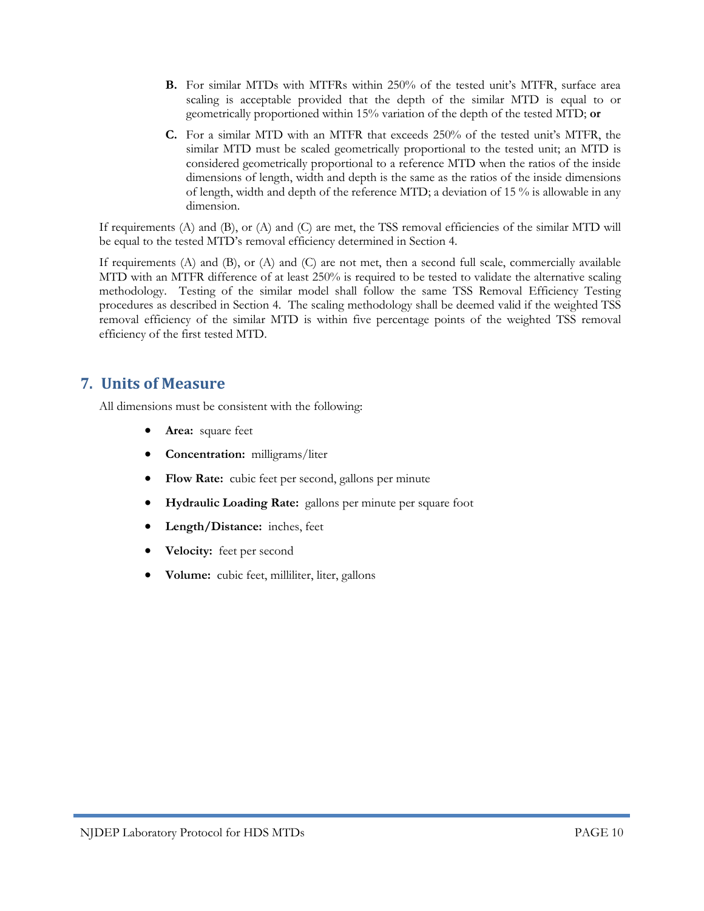**B.** For similar MTDs with MTFRs within 250% of the tested unit's MTFR, surface area scaling is acceptable provided that the depth of the similar MTD is equal to or geometrically proportioned within 15% variation of the depth of the tested MTD; **or**

**C.** For a similar MTD with an MTFR that exceeds 250% of the tested unit's MTFR, the similar MTD must be scaled geometrically proportional to the tested unit; an MTD is considered geometrically proportional to a reference MTD when the ratios of the inside dimensions of length, width and depth is the same as the ratios of the inside dimensions of length, width and depth of the reference MTD; a deviation of 15 % is allowable in any dimension.

If requirements (A) and (B), or (A) and (C) are met, the TSS removal efficiencies of the similar MTD will be equal to the tested MTD's removal efficiency determined in Section 4.

If requirements (A) and (B), or (A) and (C) are not met, then a second full scale, commercially available MTD with an MTFR difference of at least 250% is required to be tested to validate the alternative scaling methodology. Testing of the similar model shall follow the same TSS Removal Efficiency Testing procedures as described in Section 4. The scaling methodology shall be deemed valid if the weighted TSS removal efficiency of the similar MTD is within five percentage points of the weighted TSS removal efficiency of the first tested MTD.

## 7. Units of Measure

All dimensions must be consistent with the following:

- **Area:** square feet
- **Concentration:** milligrams/liter
- **Flow Rate:** cubic feet per second, gallons per minute
- **Hydraulic Loading Rate:** gallons per minute per square foot
- **Length/Distance:** inches, feet
- **Velocity:** feet per second
- **Volume:** cubic feet, milliliter, liter, gallons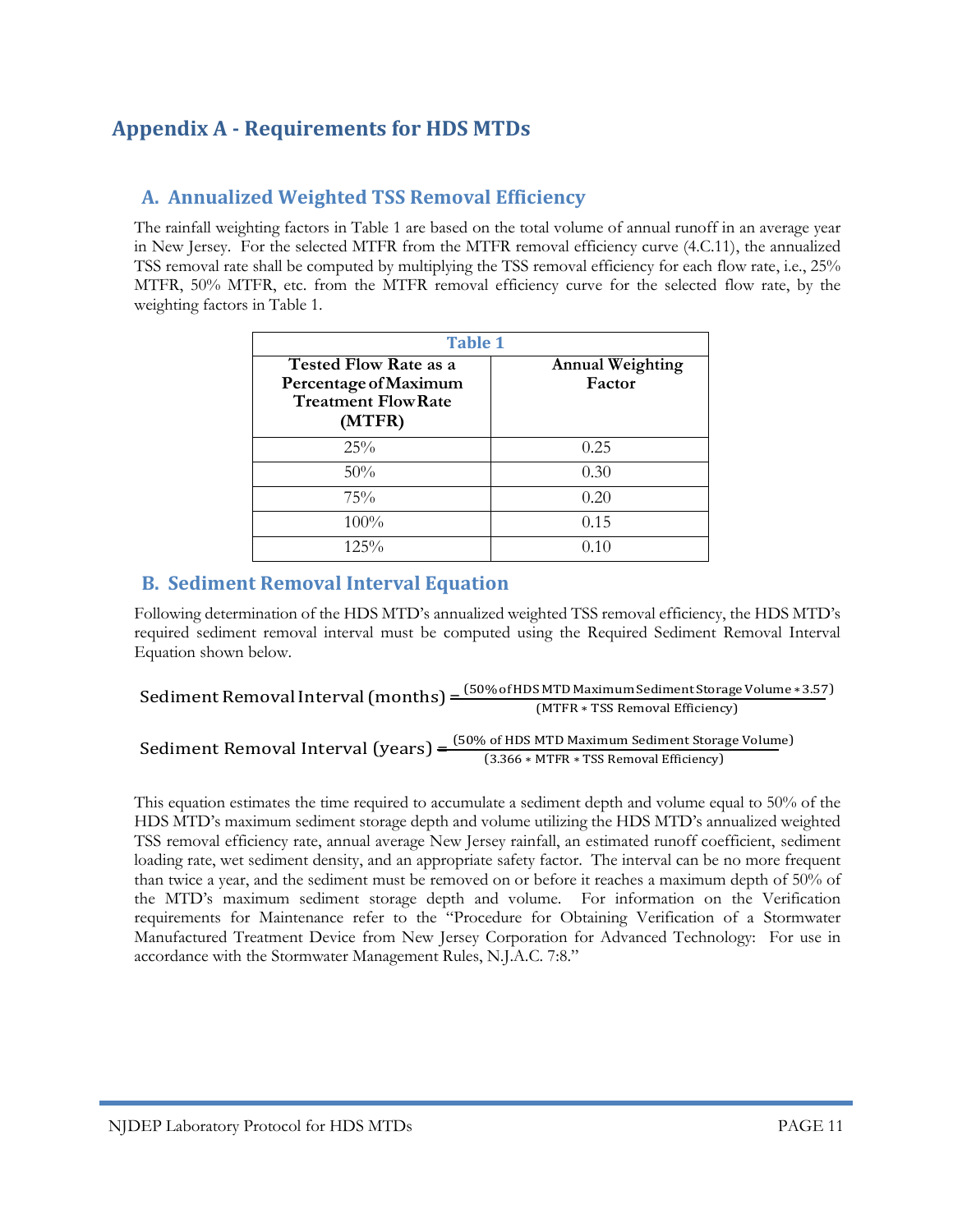# Appendix A - Requirements for HDS MTDs

## A. Annualized Weighted TSS Removal Efficiency

The rainfall weighting factors in Table 1 are based on the total volume of annual runoff in an average year in New Jersey. For the selected MTFR from the MTFR removal efficiency curve (4.C.11), the annualized TSS removal rate shall be computed by multiplying the TSS removal efficiency for each flow rate, i.e., 25% MTFR, 50% MTFR, etc. from the MTFR removal efficiency curve for the selected flow rate, by the weighting factors in Table 1.

**Table 1**

| Tested Flow Rate as a Percentage of Maximum Treatment Flow Rate (MTFR) | Annual Weighting Factor |
|---|---|
| 25% | 0.25 |
| 50% | 0.30 |
| 75% | 0.20 |
| 100% | 0.15 |
| 125% | 0.10 |

## B. Sediment Removal Interval Equation

Following determination of the HDS MTD's annualized weighted TSS removal efficiency, the HDS MTD's required sediment removal interval must be computed using the Required Sediment Removal Interval Equation shown below.

$$\text{Sediment Removal Interval (months)} = \frac{(50\% \text{ of HDS MTD Maximum Sediment Storage Volume} * 3.57)}{(\text{MTFR} * \text{TSS Removal Efficiency})}$$

$$\text{Sediment Removal Interval (years)} = \frac{(50\% \text{ of HDS MTD Maximum Sediment Storage Volume})}{(3.366 * \text{MTFR} * \text{TSS Removal Efficiency})}$$

This equation estimates the time required to accumulate a sediment depth and volume equal to 50% of the HDS MTD's maximum sediment storage depth and volume utilizing the HDS MTD's annualized weighted TSS removal efficiency rate, annual average New Jersey rainfall, an estimated runoff coefficient, sediment loading rate, wet sediment density, and an appropriate safety factor. The interval can be no more frequent than twice a year, and the sediment must be removed on or before it reaches a maximum depth of 50% of the MTD's maximum sediment storage depth and volume. For information on the Verification requirements for Maintenance refer to the "Procedure for Obtaining Verification of a Stormwater Manufactured Treatment Device from New Jersey Corporation for Advanced Technology: For use in accordance with the Stormwater Management Rules, N.J.A.C. 7:8."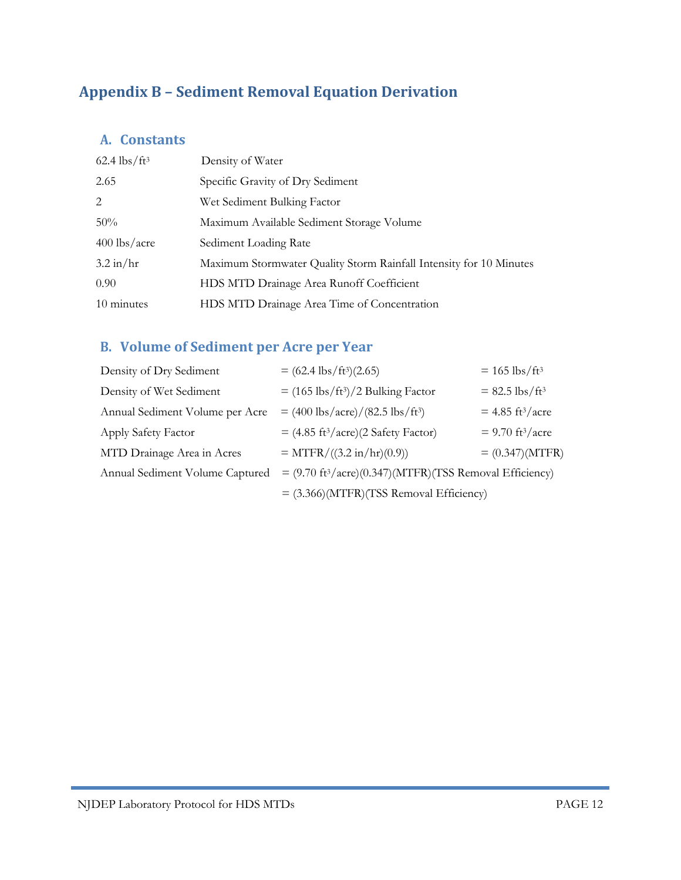## Appendix B – Sediment Removal Equation Derivation

### A. Constants

| | |
|---|---|
| 62.4 lbs/ft$^3$ | Density of Water |
| 2.65 | Specific Gravity of Dry Sediment |
| 2 | Wet Sediment Bulking Factor |
| 50% | Maximum Available Sediment Storage Volume |
| 400 lbs/acre | Sediment Loading Rate |
| 3.2 in/hr | Maximum Stormwater Quality Storm Rainfall Intensity for 10 Minutes |
| 0.90 | HDS MTD Drainage Area Runoff Coefficient |
| 10 minutes | HDS MTD Drainage Area Time of Concentration |

### B. Volume of Sediment per Acre per Year

| | | |
|---|---|---|
| Density of Dry Sediment | = (62.4 lbs/ft$^3$)(2.65) | = 165 lbs/ft$^3$ |
| Density of Wet Sediment | = (165 lbs/ft$^3$)/2 Bulking Factor | = 82.5 lbs/ft$^3$ |
| Annual Sediment Volume per Acre | = (400 lbs/acre)/(82.5 lbs/ft$^3$) | = 4.85 ft$^3$/acre |
| Apply Safety Factor | = (4.85 ft$^3$/acre)(2 Safety Factor) | = 9.70 ft$^3$/acre |
| MTD Drainage Area in Acres | = MTFR/((3.2 in/hr)(0.9)) | = (0.347)(MTFR) |
| Annual Sediment Volume Captured | = (9.70 ft$^3$/acre)(0.347)(MTFR)(TSS Removal Efficiency) | |
| | = (3.366)(MTFR)(TSS Removal Efficiency) | |